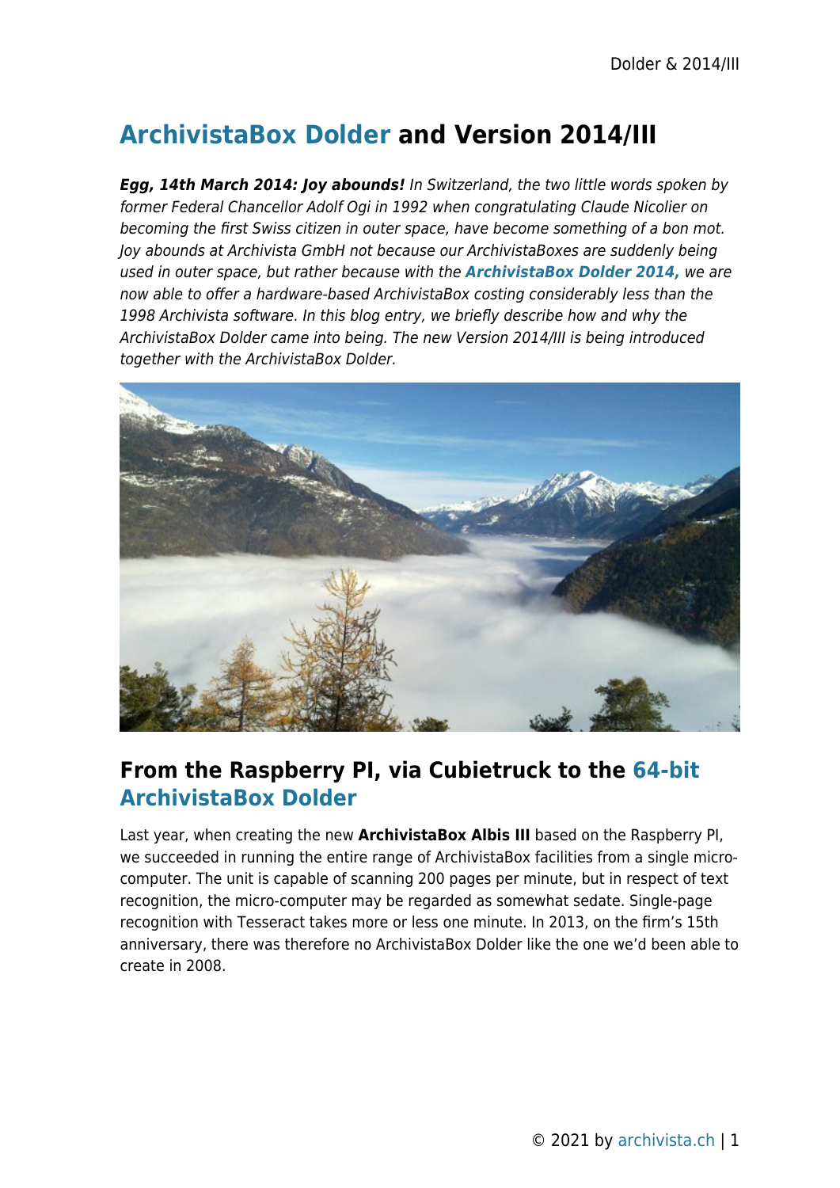# ArchivistaBox Dolder and Version 2014/III

***Egg, 14th March 2014: Joy abounds!*** *In Switzerland, the two little words spoken by former Federal Chancellor Adolf Ogi in 1992 when congratulating Claude Nicolier on becoming the first Swiss citizen in outer space, have become something of a bon mot. Joy abounds at Archivista GmbH not because our ArchivistaBoxes are suddenly being used in outer space, but rather because with the* ***ArchivistaBox Dolder 2014,*** *we are now able to offer a hardware-based ArchivistaBox costing considerably less than the 1998 Archivista software. In this blog entry, we briefly describe how and why the ArchivistaBox Dolder came into being. The new Version 2014/III is being introduced together with the ArchivistaBox Dolder.*

## From the Raspberry PI, via Cubietruck to the 64-bit ArchivistaBox Dolder

Last year, when creating the new **ArchivistaBox Albis III** based on the Raspberry PI, we succeeded in running the entire range of ArchivistaBox facilities from a single micro-computer. The unit is capable of scanning 200 pages per minute, but in respect of text recognition, the micro-computer may be regarded as somewhat sedate. Single-page recognition with Tesseract takes more or less one minute. In 2013, on the firm's 15th anniversary, there was therefore no ArchivistaBox Dolder like the one we'd been able to create in 2008.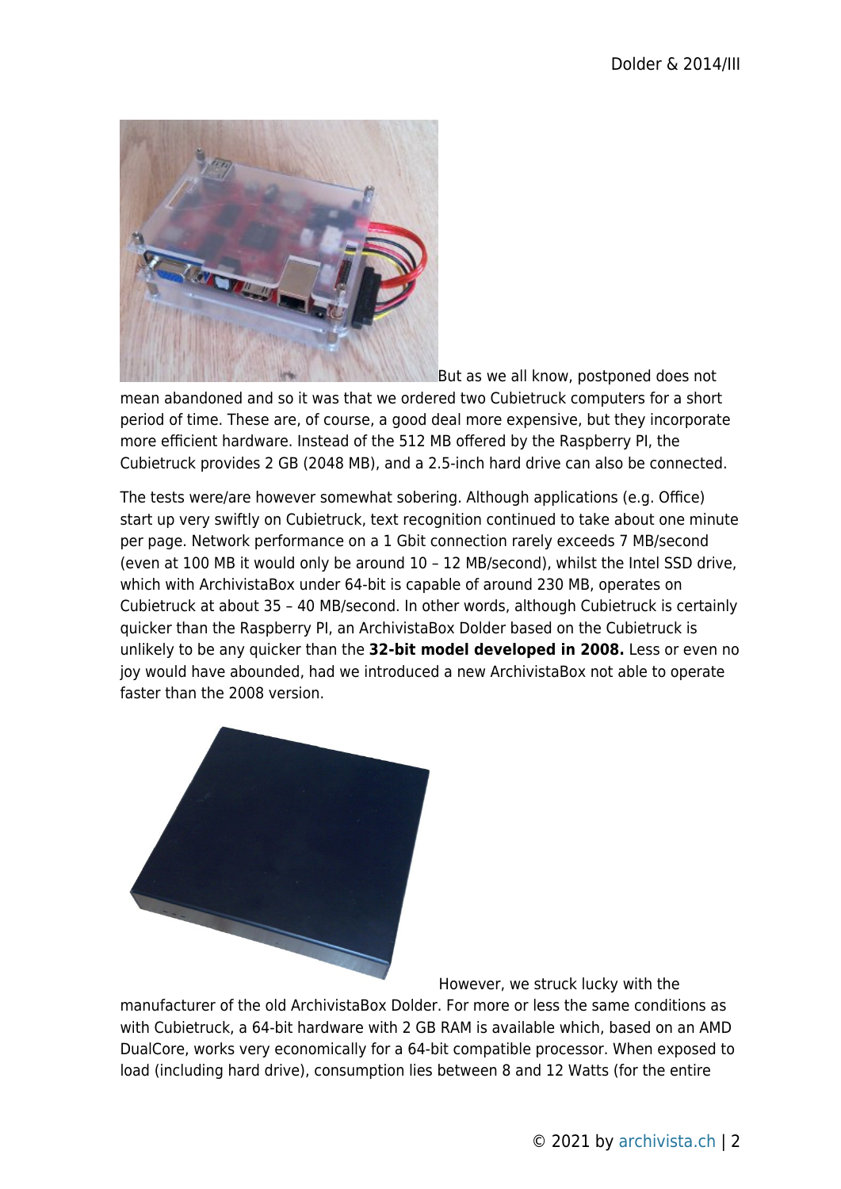But as we all know, postponed does not mean abandoned and so it was that we ordered two Cubietruck computers for a short period of time. These are, of course, a good deal more expensive, but they incorporate more efficient hardware. Instead of the 512 MB offered by the Raspberry PI, the Cubietruck provides 2 GB (2048 MB), and a 2.5-inch hard drive can also be connected.

The tests were/are however somewhat sobering. Although applications (e.g. Office) start up very swiftly on Cubietruck, text recognition continued to take about one minute per page. Network performance on a 1 Gbit connection rarely exceeds 7 MB/second (even at 100 MB it would only be around 10 – 12 MB/second), whilst the Intel SSD drive, which with ArchivistaBox under 64-bit is capable of around 230 MB, operates on Cubietruck at about 35 – 40 MB/second. In other words, although Cubietruck is certainly quicker than the Raspberry PI, an ArchivistaBox Dolder based on the Cubietruck is unlikely to be any quicker than the **32-bit model developed in 2008.** Less or even no joy would have abounded, had we introduced a new ArchivistaBox not able to operate faster than the 2008 version.

However, we struck lucky with the manufacturer of the old ArchivistaBox Dolder. For more or less the same conditions as with Cubietruck, a 64-bit hardware with 2 GB RAM is available which, based on an AMD DualCore, works very economically for a 64-bit compatible processor. When exposed to load (including hard drive), consumption lies between 8 and 12 Watts (for the entire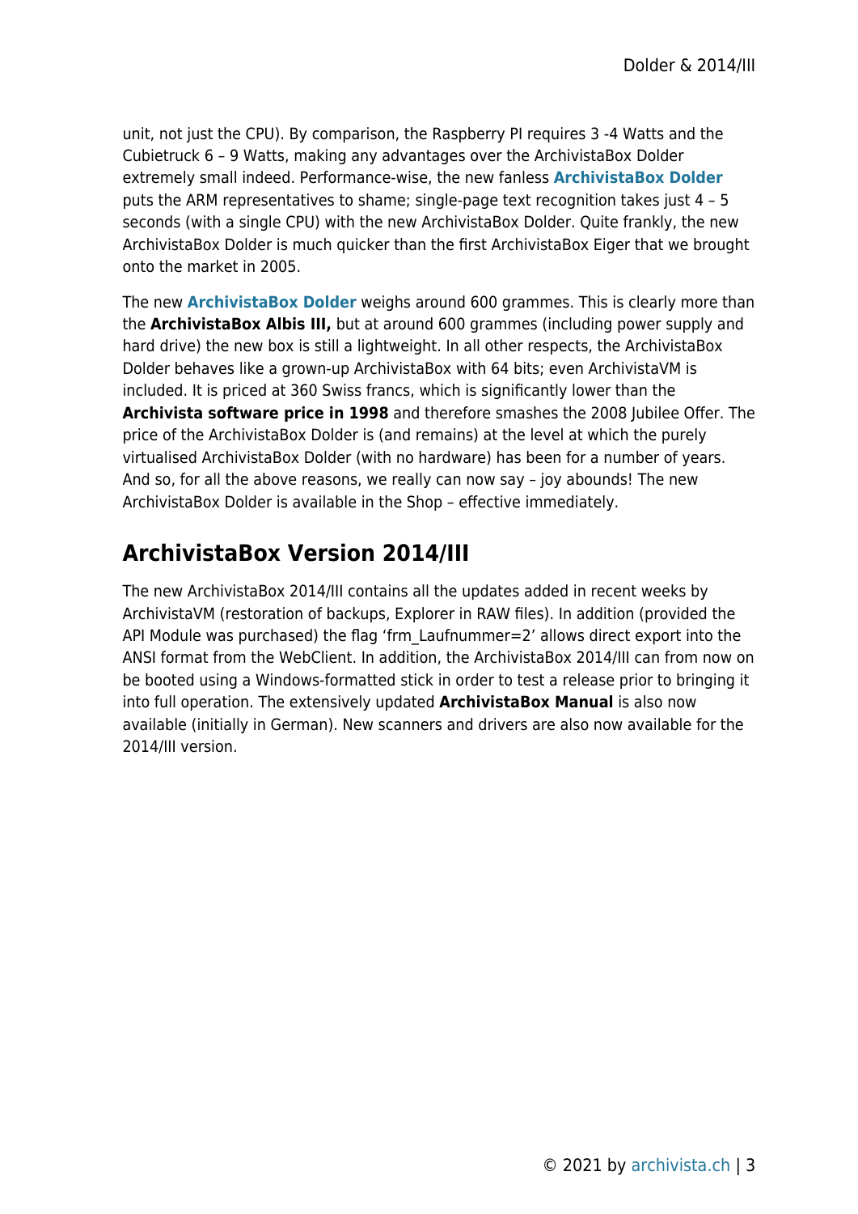unit, not just the CPU). By comparison, the Raspberry PI requires 3 -4 Watts and the Cubietruck 6 – 9 Watts, making any advantages over the ArchivistaBox Dolder extremely small indeed. Performance-wise, the new fanless **ArchivistaBox Dolder** puts the ARM representatives to shame; single-page text recognition takes just 4 – 5 seconds (with a single CPU) with the new ArchivistaBox Dolder. Quite frankly, the new ArchivistaBox Dolder is much quicker than the first ArchivistaBox Eiger that we brought onto the market in 2005.

The new **ArchivistaBox Dolder** weighs around 600 grammes. This is clearly more than the **ArchivistaBox Albis III,** but at around 600 grammes (including power supply and hard drive) the new box is still a lightweight. In all other respects, the ArchivistaBox Dolder behaves like a grown-up ArchivistaBox with 64 bits; even ArchivistaVM is included. It is priced at 360 Swiss francs, which is significantly lower than the **Archivista software price in 1998** and therefore smashes the 2008 Jubilee Offer. The price of the ArchivistaBox Dolder is (and remains) at the level at which the purely virtualised ArchivistaBox Dolder (with no hardware) has been for a number of years. And so, for all the above reasons, we really can now say – joy abounds! The new ArchivistaBox Dolder is available in the Shop – effective immediately.

## ArchivistaBox Version 2014/III

The new ArchivistaBox 2014/III contains all the updates added in recent weeks by ArchivistaVM (restoration of backups, Explorer in RAW files). In addition (provided the API Module was purchased) the flag 'frm_Laufnummer=2' allows direct export into the ANSI format from the WebClient. In addition, the ArchivistaBox 2014/III can from now on be booted using a Windows-formatted stick in order to test a release prior to bringing it into full operation. The extensively updated **ArchivistaBox Manual** is also now available (initially in German). New scanners and drivers are also now available for the 2014/III version.